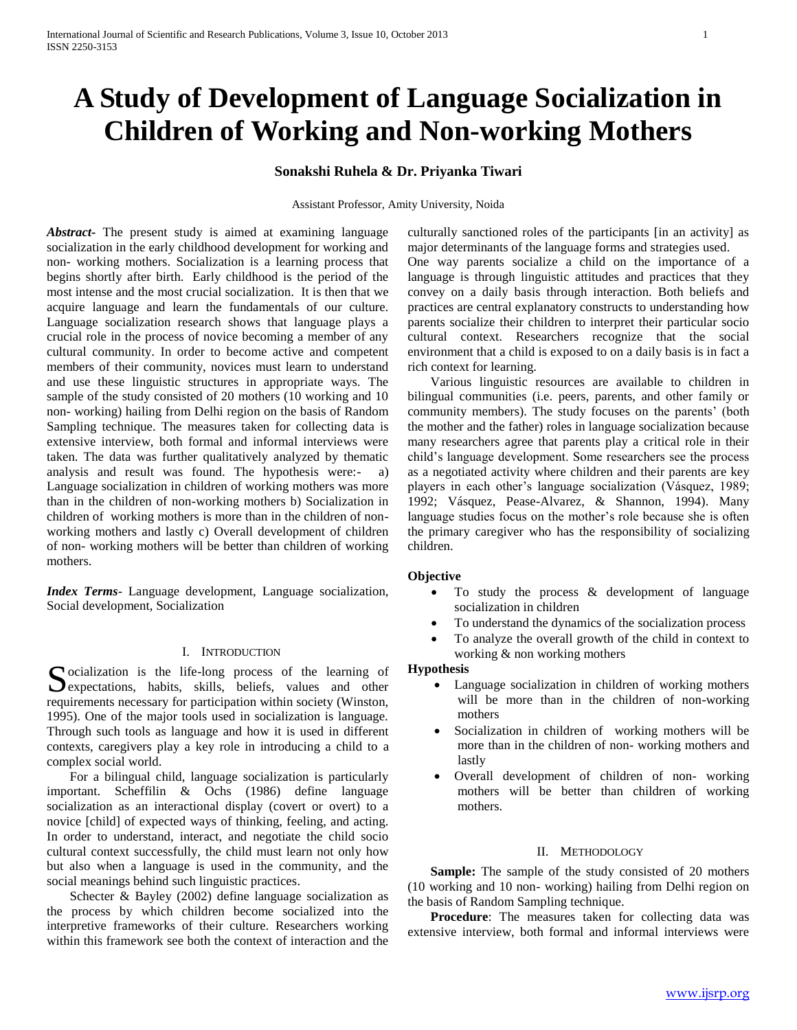# A Study of Development of Language Socialization in Children of Working and Non-working Mothers

**Sonakshi Ruhela & Dr. Priyanka Tiwari**

Assistant Professor, Amity University, Noida

***Abstract-*** The present study is aimed at examining language socialization in the early childhood development for working and non- working mothers. Socialization is a learning process that begins shortly after birth. Early childhood is the period of the most intense and the most crucial socialization. It is then that we acquire language and learn the fundamentals of our culture. Language socialization research shows that language plays a crucial role in the process of novice becoming a member of any cultural community. In order to become active and competent members of their community, novices must learn to understand and use these linguistic structures in appropriate ways. The sample of the study consisted of 20 mothers (10 working and 10 non- working) hailing from Delhi region on the basis of Random Sampling technique. The measures taken for collecting data is extensive interview, both formal and informal interviews were taken. The data was further qualitatively analyzed by thematic analysis and result was found. The hypothesis were:- a) Language socialization in children of working mothers was more than in the children of non-working mothers b) Socialization in children of working mothers is more than in the children of non-working mothers and lastly c) Overall development of children of non- working mothers will be better than children of working mothers.

***Index Terms***- Language development, Language socialization, Social development, Socialization

## I. Introduction

Socialization is the life-long process of the learning of expectations, habits, skills, beliefs, values and other requirements necessary for participation within society (Winston, 1995). One of the major tools used in socialization is language. Through such tools as language and how it is used in different contexts, caregivers play a key role in introducing a child to a complex social world.

For a bilingual child, language socialization is particularly important. Scheffilin & Ochs (1986) define language socialization as an interactional display (covert or overt) to a novice [child] of expected ways of thinking, feeling, and acting. In order to understand, interact, and negotiate the child socio cultural context successfully, the child must learn not only how but also when a language is used in the community, and the social meanings behind such linguistic practices.

Schecter & Bayley (2002) define language socialization as the process by which children become socialized into the interpretive frameworks of their culture. Researchers working within this framework see both the context of interaction and the culturally sanctioned roles of the participants [in an activity] as major determinants of the language forms and strategies used. One way parents socialize a child on the importance of a language is through linguistic attitudes and practices that they convey on a daily basis through interaction. Both beliefs and practices are central explanatory constructs to understanding how parents socialize their children to interpret their particular socio cultural context. Researchers recognize that the social environment that a child is exposed to on a daily basis is in fact a rich context for learning.

Various linguistic resources are available to children in bilingual communities (i.e. peers, parents, and other family or community members). The study focuses on the parents' (both the mother and the father) roles in language socialization because many researchers agree that parents play a critical role in their child's language development. Some researchers see the process as a negotiated activity where children and their parents are key players in each other's language socialization (Vásquez, 1989; 1992; Vásquez, Pease-Alvarez, & Shannon, 1994). Many language studies focus on the mother's role because she is often the primary caregiver who has the responsibility of socializing children.

**Objective**

- To study the process & development of language socialization in children
- To understand the dynamics of the socialization process
- To analyze the overall growth of the child in context to working & non working mothers

**Hypothesis**

- Language socialization in children of working mothers will be more than in the children of non-working mothers
- Socialization in children of working mothers will be more than in the children of non- working mothers and lastly
- Overall development of children of non- working mothers will be better than children of working mothers.

## II. Methodology

**Sample:** The sample of the study consisted of 20 mothers (10 working and 10 non- working) hailing from Delhi region on the basis of Random Sampling technique.

**Procedure**: The measures taken for collecting data was extensive interview, both formal and informal interviews were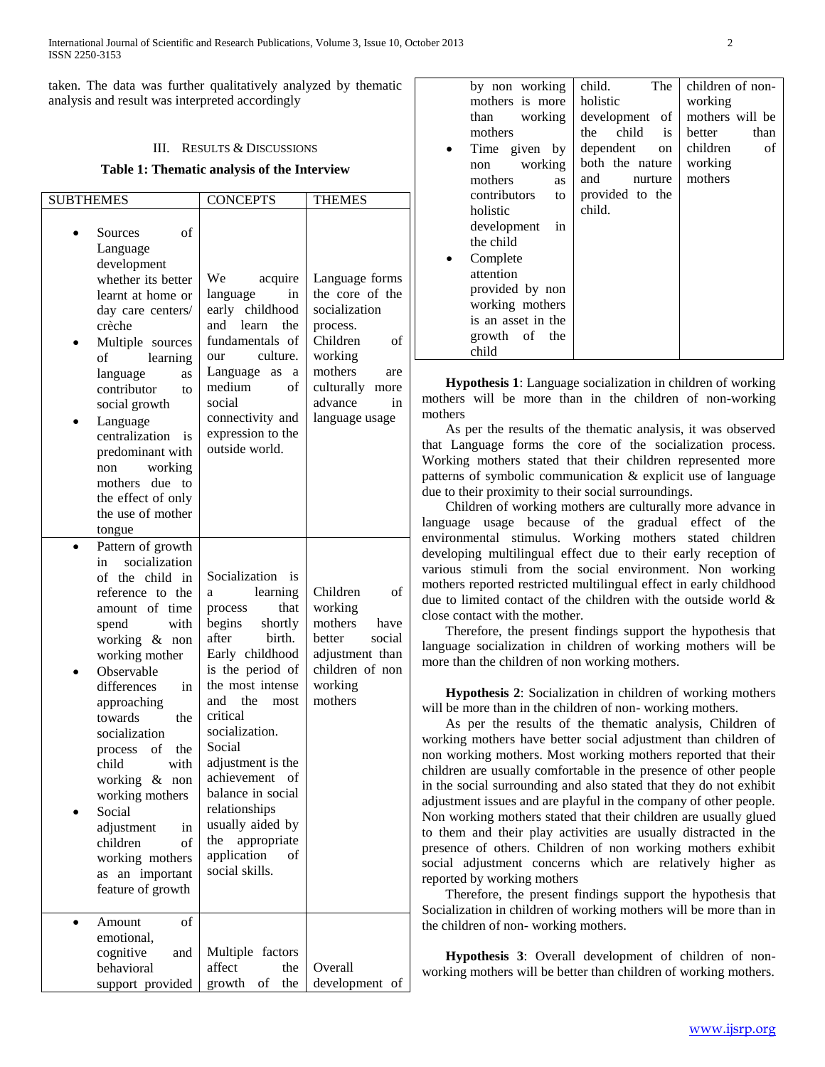taken. The data was further qualitatively analyzed by thematic analysis and result was interpreted accordingly

## III. Results & Discussions

**Table 1: Thematic analysis of the Interview**

| SUBTHEMES | CONCEPTS | THEMES |
|---|---|---|
| • Sources of Language development whether its better learnt at home or day care centers/ crèche<br>• Multiple sources of learning language as contributor to social growth<br>• Language centralization is predominant with non working mothers due to the effect of only the use of mother tongue | We acquire language in early childhood and learn the fundamentals of our culture. Language as a medium of social connectivity and expression to the outside world. | Language forms the core of the socialization process. Children of working mothers are culturally more advance in language usage |
| • Pattern of growth in socialization of the child in reference to the amount of time spend with working & non working mother<br>• Observable differences in approaching towards the socialization process of the child with working & non working mothers<br>• Social adjustment in children of working mothers as an important feature of growth | Socialization is a learning process that begins shortly after birth. Early childhood is the period of the most intense and the most critical socialization. Social adjustment is the achievement of balance in social relationships usually aided by the appropriate application of social skills. | Children of working mothers have better social adjustment than children of non working mothers |
| • Amount of emotional, cognitive and behavioral support provided by non working mothers is more than working mothers<br>• Time given by non working mothers as contributors to holistic development in the child<br>• Complete attention provided by non working mothers is an asset in the growth of the child | Multiple factors affect the growth of the child. The holistic development of the child is dependent on both the nature and nurture provided to the child. | Overall development of children of non-working mothers will be better than children of working mothers |

**Hypothesis 1**: Language socialization in children of working mothers will be more than in the children of non-working mothers

As per the results of the thematic analysis, it was observed that Language forms the core of the socialization process. Working mothers stated that their children represented more patterns of symbolic communication & explicit use of language due to their proximity to their social surroundings.

Children of working mothers are culturally more advance in language usage because of the gradual effect of the environmental stimulus. Working mothers stated children developing multilingual effect due to their early reception of various stimuli from the social environment. Non working mothers reported restricted multilingual effect in early childhood due to limited contact of the children with the outside world & close contact with the mother.

Therefore, the present findings support the hypothesis that language socialization in children of working mothers will be more than the children of non working mothers.

**Hypothesis 2**: Socialization in children of working mothers will be more than in the children of non- working mothers.

As per the results of the thematic analysis, Children of working mothers have better social adjustment than children of non working mothers. Most working mothers reported that their children are usually comfortable in the presence of other people in the social surrounding and also stated that they do not exhibit adjustment issues and are playful in the company of other people. Non working mothers stated that their children are usually glued to them and their play activities are usually distracted in the presence of others. Children of non working mothers exhibit social adjustment concerns which are relatively higher as reported by working mothers

Therefore, the present findings support the hypothesis that Socialization in children of working mothers will be more than in the children of non- working mothers.

**Hypothesis 3**: Overall development of children of non-working mothers will be better than children of working mothers.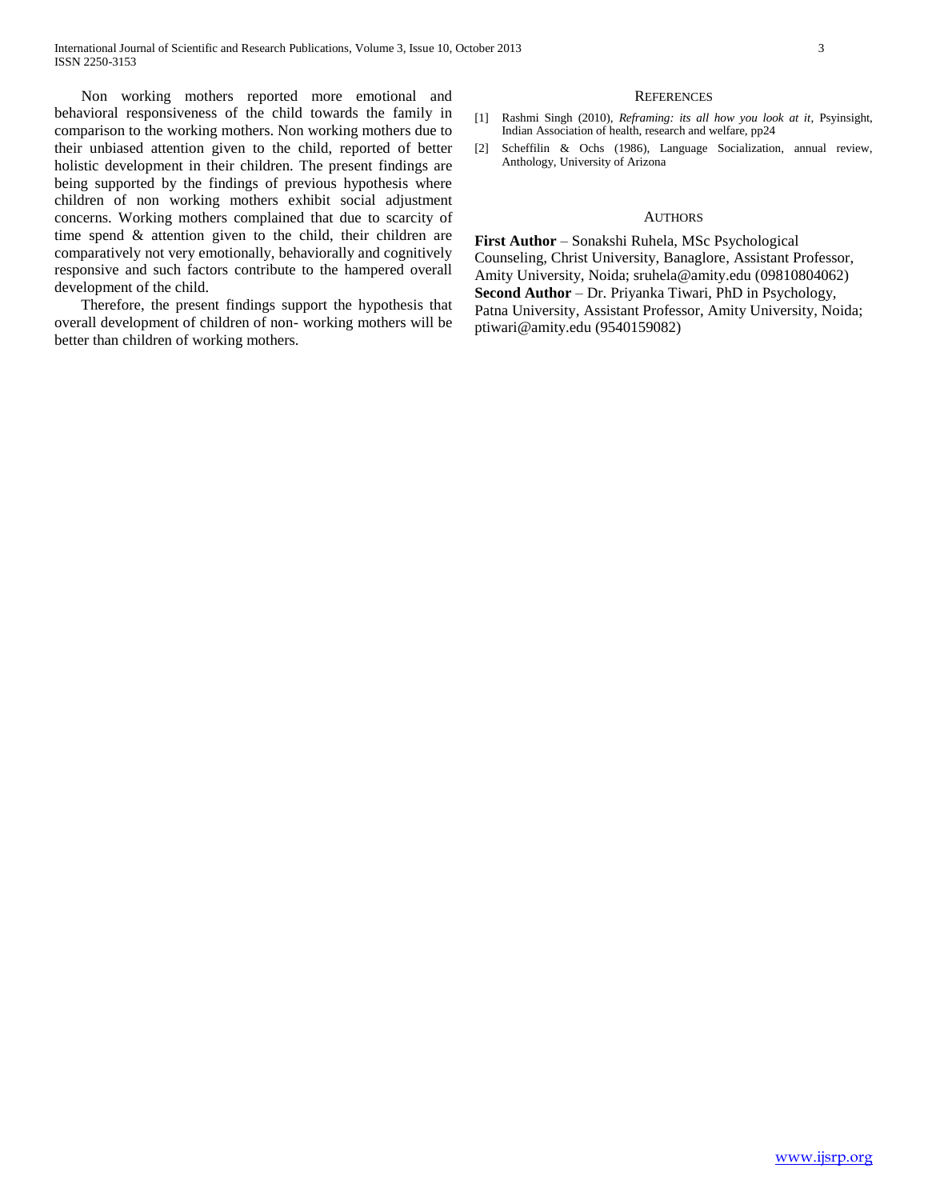Non working mothers reported more emotional and behavioral responsiveness of the child towards the family in comparison to the working mothers. Non working mothers due to their unbiased attention given to the child, reported of better holistic development in their children. The present findings are being supported by the findings of previous hypothesis where children of non working mothers exhibit social adjustment concerns. Working mothers complained that due to scarcity of time spend & attention given to the child, their children are comparatively not very emotionally, behaviorally and cognitively responsive and such factors contribute to the hampered overall development of the child.

Therefore, the present findings support the hypothesis that overall development of children of non- working mothers will be better than children of working mothers.

## REFERENCES

[1] Rashmi Singh (2010), *Reframing: its all how you look at it*, Psyinsight, Indian Association of health, research and welfare, pp24

[2] Scheffilin & Ochs (1986), Language Socialization, annual review, Anthology, University of Arizona

## AUTHORS

**First Author** – Sonakshi Ruhela, MSc Psychological Counseling, Christ University, Banaglore, Assistant Professor, Amity University, Noida; sruhela@amity.edu (09810804062)

**Second Author** – Dr. Priyanka Tiwari, PhD in Psychology, Patna University, Assistant Professor, Amity University, Noida; ptiwari@amity.edu (9540159082)